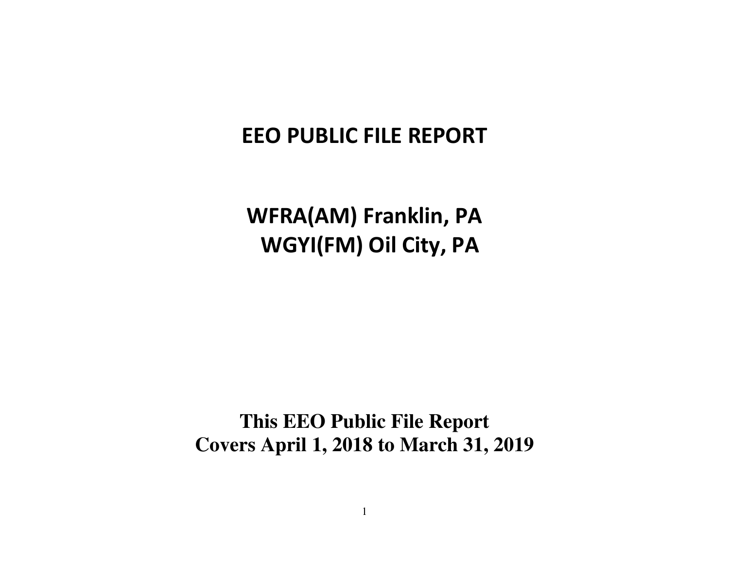# EEO PUBLIC FILE REPORT

## WFRA(AM) Franklin, PA
## WGYI(FM) Oil City, PA

**This EEO Public File Report**
**Covers April 1, 2018 to March 31, 2019**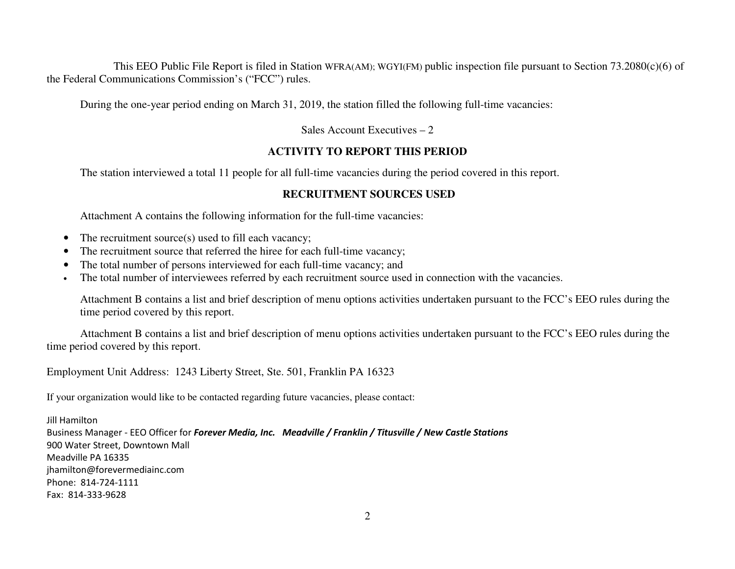This EEO Public File Report is filed in Station WFRA(AM); WGYI(FM) public inspection file pursuant to Section 73.2080(c)(6) of the Federal Communications Commission's ("FCC") rules.

During the one-year period ending on March 31, 2019, the station filled the following full-time vacancies:

Sales Account Executives – 2

## ACTIVITY TO REPORT THIS PERIOD

The station interviewed a total 11 people for all full-time vacancies during the period covered in this report.

## RECRUITMENT SOURCES USED

Attachment A contains the following information for the full-time vacancies:

- The recruitment source(s) used to fill each vacancy;
- The recruitment source that referred the hiree for each full-time vacancy;
- The total number of persons interviewed for each full-time vacancy; and
- The total number of interviewees referred by each recruitment source used in connection with the vacancies.

Attachment B contains a list and brief description of menu options activities undertaken pursuant to the FCC's EEO rules during the time period covered by this report.

Attachment B contains a list and brief description of menu options activities undertaken pursuant to the FCC's EEO rules during the time period covered by this report.

Employment Unit Address: 1243 Liberty Street, Ste. 501, Franklin PA 16323

If your organization would like to be contacted regarding future vacancies, please contact:

Jill Hamilton
Business Manager - EEO Officer for ***Forever Media, Inc. Meadville / Franklin / Titusville / New Castle Stations***
900 Water Street, Downtown Mall
Meadville PA 16335
jhamilton@forevermediainc.com
Phone: 814-724-1111
Fax: 814-333-9628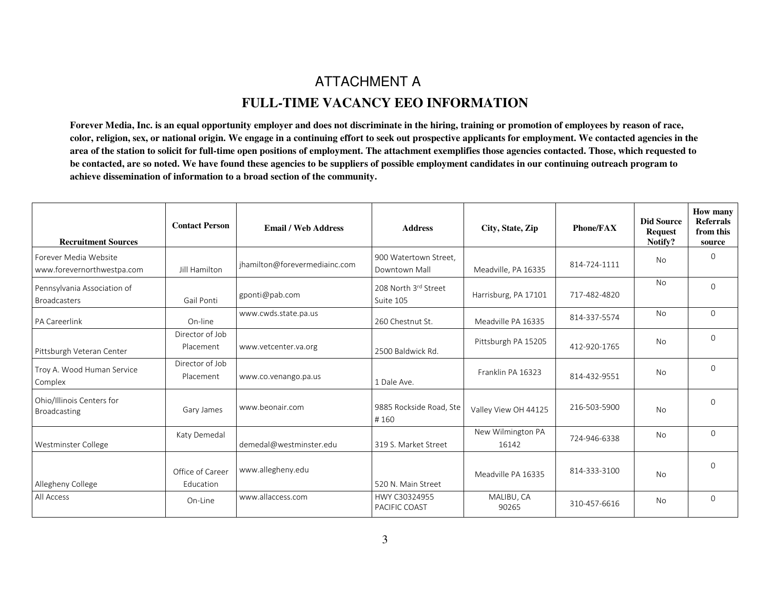# ATTACHMENT A

## FULL-TIME VACANCY EEO INFORMATION

**Forever Media, Inc. is an equal opportunity employer and does not discriminate in the hiring, training or promotion of employees by reason of race, color, religion, sex, or national origin. We engage in a continuing effort to seek out prospective applicants for employment. We contacted agencies in the area of the station to solicit for full-time open positions of employment. The attachment exemplifies those agencies contacted. Those, which requested to be contacted, are so noted. We have found these agencies to be suppliers of possible employment candidates in our continuing outreach program to achieve dissemination of information to a broad section of the community.**

| Recruitment Sources | Contact Person | Email / Web Address | Address | City, State, Zip | Phone/FAX | Did Source Request Notify? | How many Referrals from this source |
|---|---|---|---|---|---|---|---|
| Forever Media Website www.forevernorthwestpa.com | Jill Hamilton | jhamilton@forevermediainc.com | 900 Watertown Street, Downtown Mall | Meadville, PA 16335 | 814-724-1111 | No | 0 |
| Pennsylvania Association of Broadcasters | Gail Ponti | gponti@pab.com | 208 North 3rd Street Suite 105 | Harrisburg, PA 17101 | 717-482-4820 | No | 0 |
| PA Careerlink | On-line | www.cwds.state.pa.us | 260 Chestnut St. | Meadville PA 16335 | 814-337-5574 | No | 0 |
| Pittsburgh Veteran Center | Director of Job Placement | www.vetcenter.va.org | 2500 Baldwick Rd. | Pittsburgh PA 15205 | 412-920-1765 | No | 0 |
| Troy A. Wood Human Service Complex | Director of Job Placement | www.co.venango.pa.us | 1 Dale Ave. | Franklin PA 16323 | 814-432-9551 | No | 0 |
| Ohio/Illinois Centers for Broadcasting | Gary James | www.beonair.com | 9885 Rockside Road, Ste # 160 | Valley View OH 44125 | 216-503-5900 | No | 0 |
| Westminster College | Katy Demedal | demedal@westminster.edu | 319 S. Market Street | New Wilmington PA 16142 | 724-946-6338 | No | 0 |
| Allegheny College | Office of Career Education | www.allegheny.edu | 520 N. Main Street | Meadville PA 16335 | 814-333-3100 | No | 0 |
| All Access | On-Line | www.allaccess.com | HWY C30324955 PACIFIC COAST | MALIBU, CA 90265 | 310-457-6616 | No | 0 |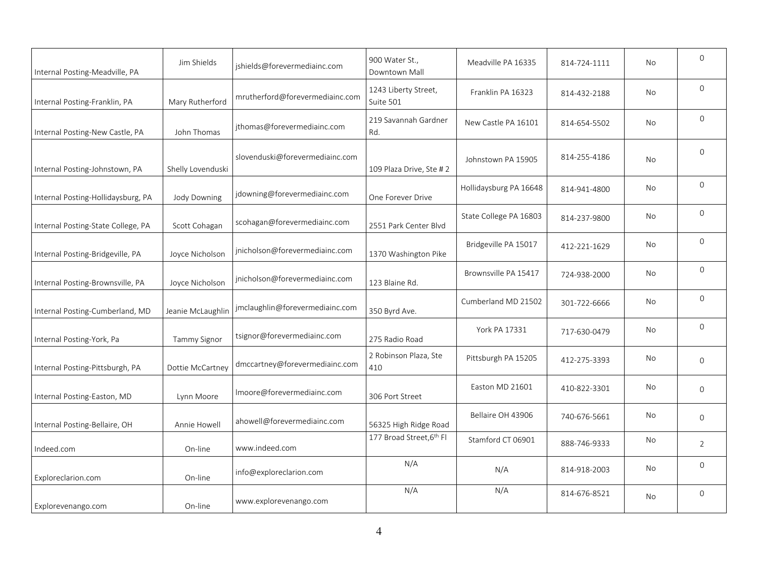| | | | | | | | |
|---|---|---|---|---|---|---|---|
| Internal Posting-Meadville, PA | Jim Shields | jshields@forevermediainc.com | 900 Water St., Downtown Mall | Meadville PA 16335 | 814-724-1111 | No | 0 |
| Internal Posting-Franklin, PA | Mary Rutherford | mrutherford@forevermediainc.com | 1243 Liberty Street, Suite 501 | Franklin PA 16323 | 814-432-2188 | No | 0 |
| Internal Posting-New Castle, PA | John Thomas | jthomas@forevermediainc.com | 219 Savannah Gardner Rd. | New Castle PA 16101 | 814-654-5502 | No | 0 |
| Internal Posting-Johnstown, PA | Shelly Lovenduski | slovenduski@forevermediainc.com | 109 Plaza Drive, Ste # 2 | Johnstown PA 15905 | 814-255-4186 | No | 0 |
| Internal Posting-Hollidaysburg, PA | Jody Downing | jdowning@forevermediainc.com | One Forever Drive | Hollidaysburg PA 16648 | 814-941-4800 | No | 0 |
| Internal Posting-State College, PA | Scott Cohagan | scohagan@forevermediainc.com | 2551 Park Center Blvd | State College PA 16803 | 814-237-9800 | No | 0 |
| Internal Posting-Bridgeville, PA | Joyce Nicholson | jnicholson@forevermediainc.com | 1370 Washington Pike | Bridgeville PA 15017 | 412-221-1629 | No | 0 |
| Internal Posting-Brownsville, PA | Joyce Nicholson | jnicholson@forevermediainc.com | 123 Blaine Rd. | Brownsville PA 15417 | 724-938-2000 | No | 0 |
| Internal Posting-Cumberland, MD | Jeanie McLaughlin | jmclaughlin@forevermediainc.com | 350 Byrd Ave. | Cumberland MD 21502 | 301-722-6666 | No | 0 |
| Internal Posting-York, Pa | Tammy Signor | tsignor@forevermediainc.com | 275 Radio Road | York PA 17331 | 717-630-0479 | No | 0 |
| Internal Posting-Pittsburgh, PA | Dottie McCartney | dmccartney@forevermediainc.com | 2 Robinson Plaza, Ste 410 | Pittsburgh PA 15205 | 412-275-3393 | No | 0 |
| Internal Posting-Easton, MD | Lynn Moore | lmoore@forevermediainc.com | 306 Port Street | Easton MD 21601 | 410-822-3301 | No | 0 |
| Internal Posting-Bellaire, OH | Annie Howell | ahowell@forevermediainc.com | 56325 High Ridge Road | Bellaire OH 43906 | 740-676-5661 | No | 0 |
| Indeed.com | On-line | www.indeed.com | 177 Broad Street,6th Fl | Stamford CT 06901 | 888-746-9333 | No | 2 |
| Exploreclarion.com | On-line | info@exploreclarion.com | N/A | N/A | 814-918-2003 | No | 0 |
| Explorevenango.com | On-line | www.explorevenango.com | N/A | N/A | 814-676-8521 | No | 0 |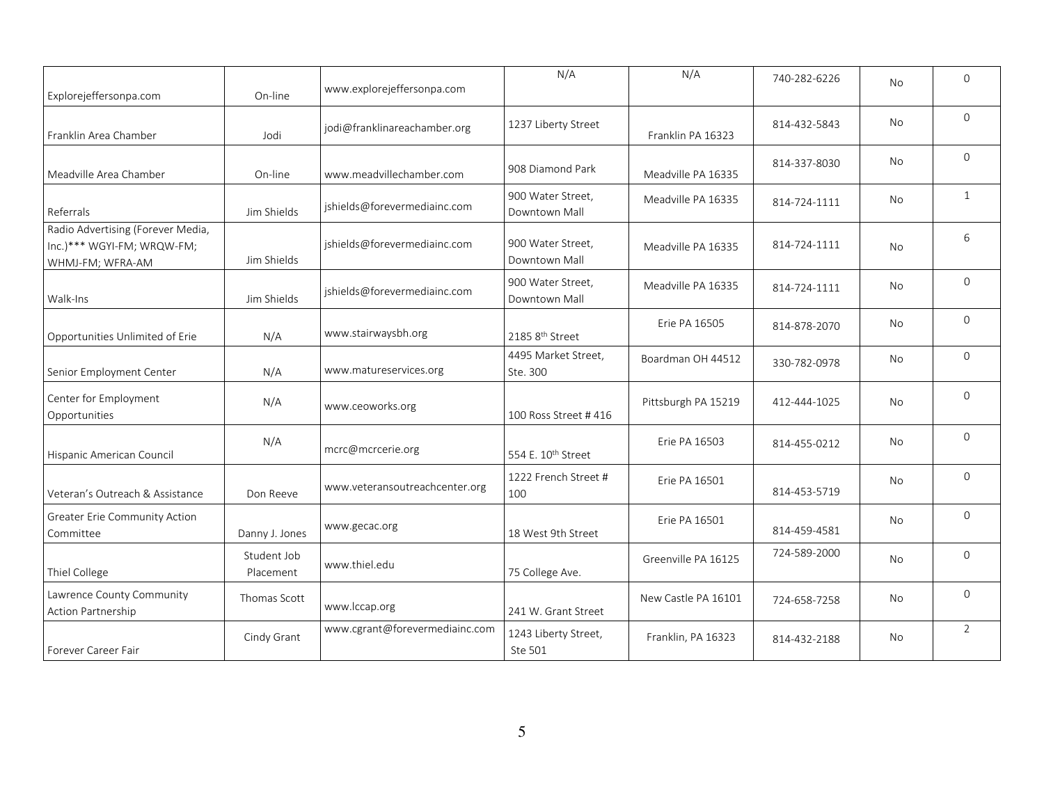| | | | | | | | |
|---|---|---|---|---|---|---|---|
| Explorejeffersonpa.com | On-line | www.explorejeffersonpa.com | N/A | N/A | 740-282-6226 | No | 0 |
| Franklin Area Chamber | Jodi | jodi@franklinareachamber.org | 1237 Liberty Street | Franklin PA 16323 | 814-432-5843 | No | 0 |
| Meadville Area Chamber | On-line | www.meadvillechamber.com | 908 Diamond Park | Meadville PA 16335 | 814-337-8030 | No | 0 |
| Referrals | Jim Shields | jshields@forevermediainc.com | 900 Water Street, Downtown Mall | Meadville PA 16335 | 814-724-1111 | No | 1 |
| Radio Advertising (Forever Media, Inc.)*** WGYI-FM; WRQW-FM; WHMJ-FM; WFRA-AM | Jim Shields | jshields@forevermediainc.com | 900 Water Street, Downtown Mall | Meadville PA 16335 | 814-724-1111 | No | 6 |
| Walk-Ins | Jim Shields | jshields@forevermediainc.com | 900 Water Street, Downtown Mall | Meadville PA 16335 | 814-724-1111 | No | 0 |
| Opportunities Unlimited of Erie | N/A | www.stairwaysbh.org | 2185 8th Street | Erie PA 16505 | 814-878-2070 | No | 0 |
| Senior Employment Center | N/A | www.matureservices.org | 4495 Market Street, Ste. 300 | Boardman OH 44512 | 330-782-0978 | No | 0 |
| Center for Employment Opportunities | N/A | www.ceoworks.org | 100 Ross Street # 416 | Pittsburgh PA 15219 | 412-444-1025 | No | 0 |
| Hispanic American Council | N/A | mcrc@mcrcerie.org | 554 E. 10th Street | Erie PA 16503 | 814-455-0212 | No | 0 |
| Veteran's Outreach & Assistance | Don Reeve | www.veteransoutreachcenter.org | 1222 French Street # 100 | Erie PA 16501 | 814-453-5719 | No | 0 |
| Greater Erie Community Action Committee | Danny J. Jones | www.gecac.org | 18 West 9th Street | Erie PA 16501 | 814-459-4581 | No | 0 |
| Thiel College | Student Job Placement | www.thiel.edu | 75 College Ave. | Greenville PA 16125 | 724-589-2000 | No | 0 |
| Lawrence County Community Action Partnership | Thomas Scott | www.lccap.org | 241 W. Grant Street | New Castle PA 16101 | 724-658-7258 | No | 0 |
| Forever Career Fair | Cindy Grant | www.cgrant@forevermediainc.com | 1243 Liberty Street, Ste 501 | Franklin, PA 16323 | 814-432-2188 | No | 2 |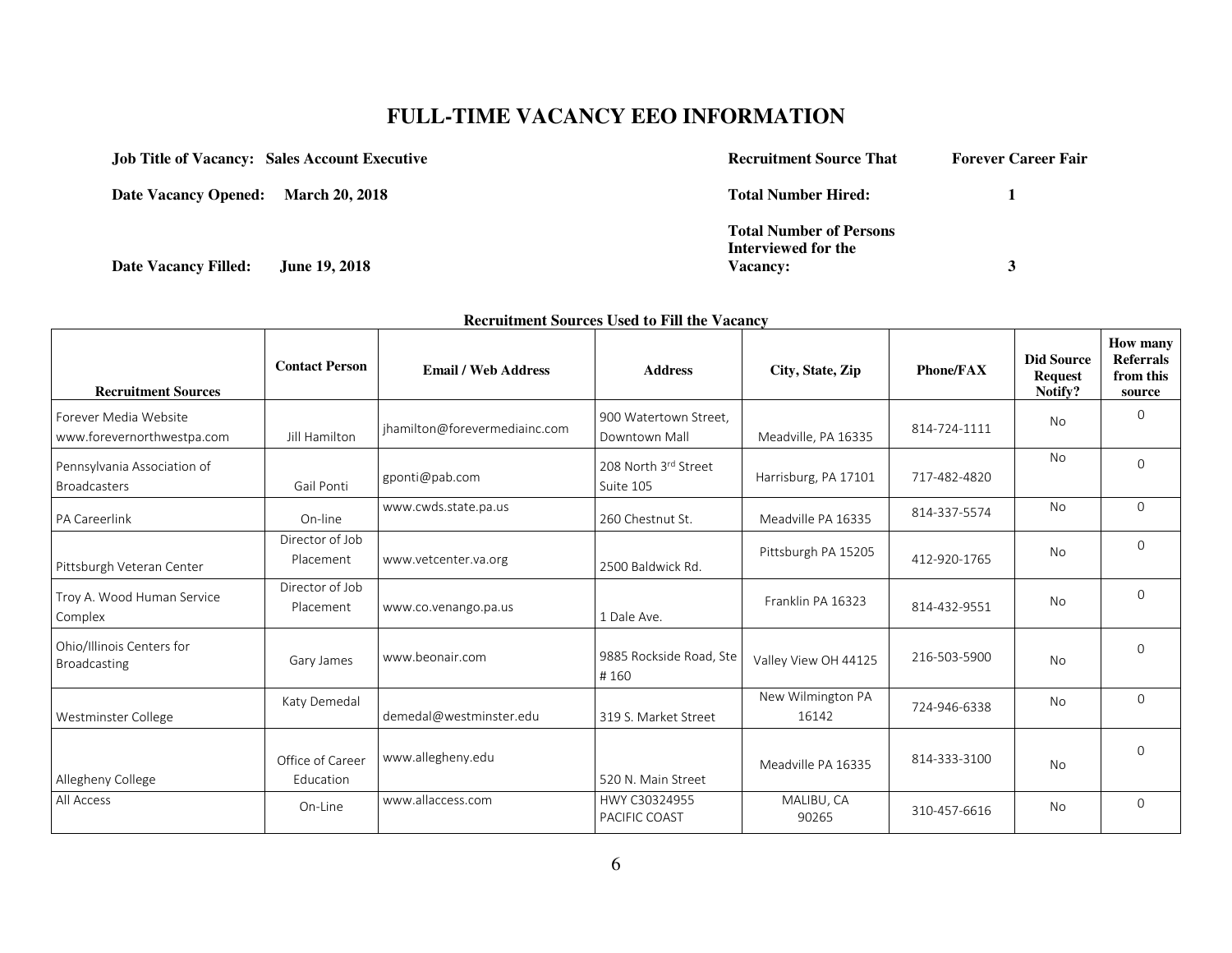# FULL-TIME VACANCY EEO INFORMATION

**Job Title of Vacancy: Sales Account Executive**

**Date Vacancy Opened: March 20, 2018**

**Date Vacancy Filled: June 19, 2018**

**Recruitment Source That** **Forever Career Fair**

**Total Number Hired:** **1**

**Total Number of Persons Interviewed for the Vacancy:** **3**

**Recruitment Sources Used to Fill the Vacancy**

| Recruitment Sources | Contact Person | Email / Web Address | Address | City, State, Zip | Phone/FAX | Did Source Request Notify? | How many Referrals from this source |
|---|---|---|---|---|---|---|---|
| Forever Media Website www.forevernorthwestpa.com | Jill Hamilton | jhamilton@forevermediainc.com | 900 Watertown Street, Downtown Mall | Meadville, PA 16335 | 814-724-1111 | No | 0 |
| Pennsylvania Association of Broadcasters | Gail Ponti | gponti@pab.com | 208 North 3rd Street Suite 105 | Harrisburg, PA 17101 | 717-482-4820 | No | 0 |
| PA Careerlink | On-line | www.cwds.state.pa.us | 260 Chestnut St. | Meadville PA 16335 | 814-337-5574 | No | 0 |
| Pittsburgh Veteran Center | Director of Job Placement | www.vetcenter.va.org | 2500 Baldwick Rd. | Pittsburgh PA 15205 | 412-920-1765 | No | 0 |
| Troy A. Wood Human Service Complex | Director of Job Placement | www.co.venango.pa.us | 1 Dale Ave. | Franklin PA 16323 | 814-432-9551 | No | 0 |
| Ohio/Illinois Centers for Broadcasting | Gary James | www.beonair.com | 9885 Rockside Road, Ste # 160 | Valley View OH 44125 | 216-503-5900 | No | 0 |
| Westminster College | Katy Demedal | demedal@westminster.edu | 319 S. Market Street | New Wilmington PA 16142 | 724-946-6338 | No | 0 |
| Allegheny College | Office of Career Education | www.allegheny.edu | 520 N. Main Street | Meadville PA 16335 | 814-333-3100 | No | 0 |
| All Access | On-Line | www.allaccess.com | HWY C30324955 PACIFIC COAST | MALIBU, CA 90265 | 310-457-6616 | No | 0 |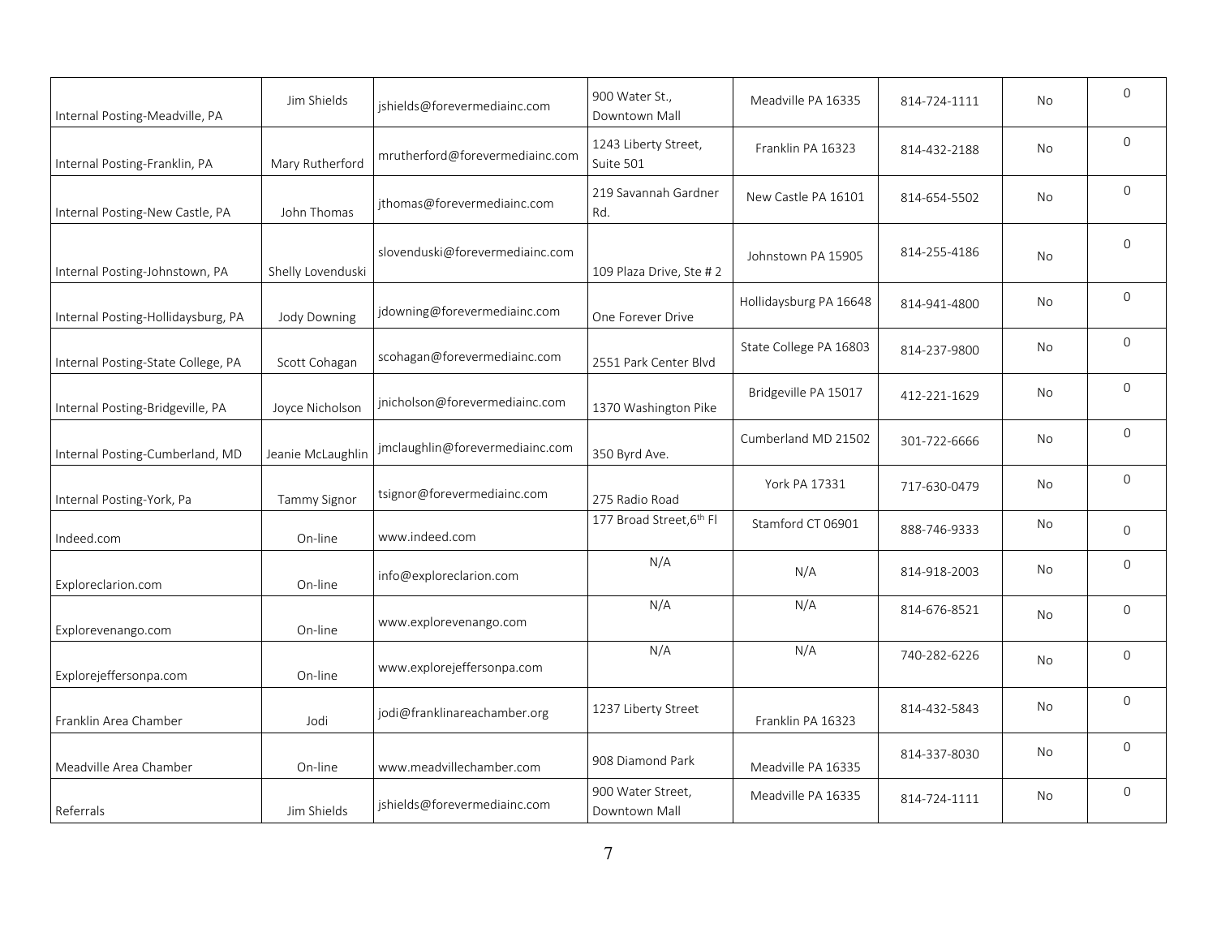| | | | | | | | |
|---|---|---|---|---|---|---|---|
| Internal Posting-Meadville, PA | Jim Shields | jshields@forevermediainc.com | 900 Water St., Downtown Mall | Meadville PA 16335 | 814-724-1111 | No | 0 |
| Internal Posting-Franklin, PA | Mary Rutherford | mrutherford@forevermediainc.com | 1243 Liberty Street, Suite 501 | Franklin PA 16323 | 814-432-2188 | No | 0 |
| Internal Posting-New Castle, PA | John Thomas | jthomas@forevermediainc.com | 219 Savannah Gardner Rd. | New Castle PA 16101 | 814-654-5502 | No | 0 |
| Internal Posting-Johnstown, PA | Shelly Lovenduski | slovenduski@forevermediainc.com | 109 Plaza Drive, Ste # 2 | Johnstown PA 15905 | 814-255-4186 | No | 0 |
| Internal Posting-Hollidaysburg, PA | Jody Downing | jdowning@forevermediainc.com | One Forever Drive | Hollidaysburg PA 16648 | 814-941-4800 | No | 0 |
| Internal Posting-State College, PA | Scott Cohagan | scohagan@forevermediainc.com | 2551 Park Center Blvd | State College PA 16803 | 814-237-9800 | No | 0 |
| Internal Posting-Bridgeville, PA | Joyce Nicholson | jnicholson@forevermediainc.com | 1370 Washington Pike | Bridgeville PA 15017 | 412-221-1629 | No | 0 |
| Internal Posting-Cumberland, MD | Jeanie McLaughlin | jmclaughlin@forevermediainc.com | 350 Byrd Ave. | Cumberland MD 21502 | 301-722-6666 | No | 0 |
| Internal Posting-York, Pa | Tammy Signor | tsignor@forevermediainc.com | 275 Radio Road | York PA 17331 | 717-630-0479 | No | 0 |
| Indeed.com | On-line | www.indeed.com | 177 Broad Street,6th Fl | Stamford CT 06901 | 888-746-9333 | No | 0 |
| Exploreclarion.com | On-line | info@exploreclarion.com | N/A | N/A | 814-918-2003 | No | 0 |
| Explorevenango.com | On-line | www.explorevenango.com | N/A | N/A | 814-676-8521 | No | 0 |
| Explorejeffersonpa.com | On-line | www.explorejeffersonpa.com | N/A | N/A | 740-282-6226 | No | 0 |
| Franklin Area Chamber | Jodi | jodi@franklinareachamber.org | 1237 Liberty Street | Franklin PA 16323 | 814-432-5843 | No | 0 |
| Meadville Area Chamber | On-line | www.meadvillechamber.com | 908 Diamond Park | Meadville PA 16335 | 814-337-8030 | No | 0 |
| Referrals | Jim Shields | jshields@forevermediainc.com | 900 Water Street, Downtown Mall | Meadville PA 16335 | 814-724-1111 | No | 0 |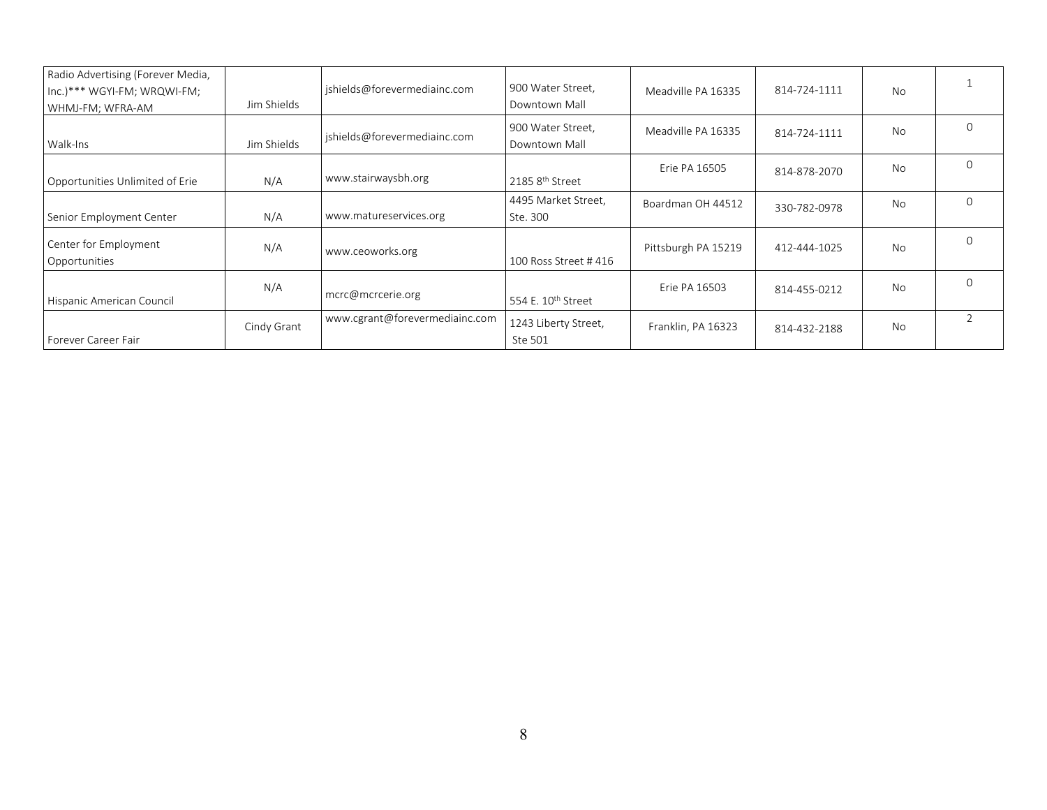| | | | | | | | |
|---|---|---|---|---|---|---|---|
| Radio Advertising (Forever Media, Inc.)*** WGYI-FM; WRQWI-FM; WHMJ-FM; WFRA-AM | Jim Shields | jshields@forevermediainc.com | 900 Water Street, Downtown Mall | Meadville PA 16335 | 814-724-1111 | No | 1 |
| Walk-Ins | Jim Shields | jshields@forevermediainc.com | 900 Water Street, Downtown Mall | Meadville PA 16335 | 814-724-1111 | No | 0 |
| Opportunities Unlimited of Erie | N/A | www.stairwaysbh.org | 2185 8th Street | Erie PA 16505 | 814-878-2070 | No | 0 |
| Senior Employment Center | N/A | www.matureservices.org | 4495 Market Street, Ste. 300 | Boardman OH 44512 | 330-782-0978 | No | 0 |
| Center for Employment Opportunities | N/A | www.ceoworks.org | 100 Ross Street # 416 | Pittsburgh PA 15219 | 412-444-1025 | No | 0 |
| Hispanic American Council | N/A | mcrc@mcrcerie.org | 554 E. 10th Street | Erie PA 16503 | 814-455-0212 | No | 0 |
| Forever Career Fair | Cindy Grant | www.cgrant@forevermediainc.com | 1243 Liberty Street, Ste 501 | Franklin, PA 16323 | 814-432-2188 | No | 2 |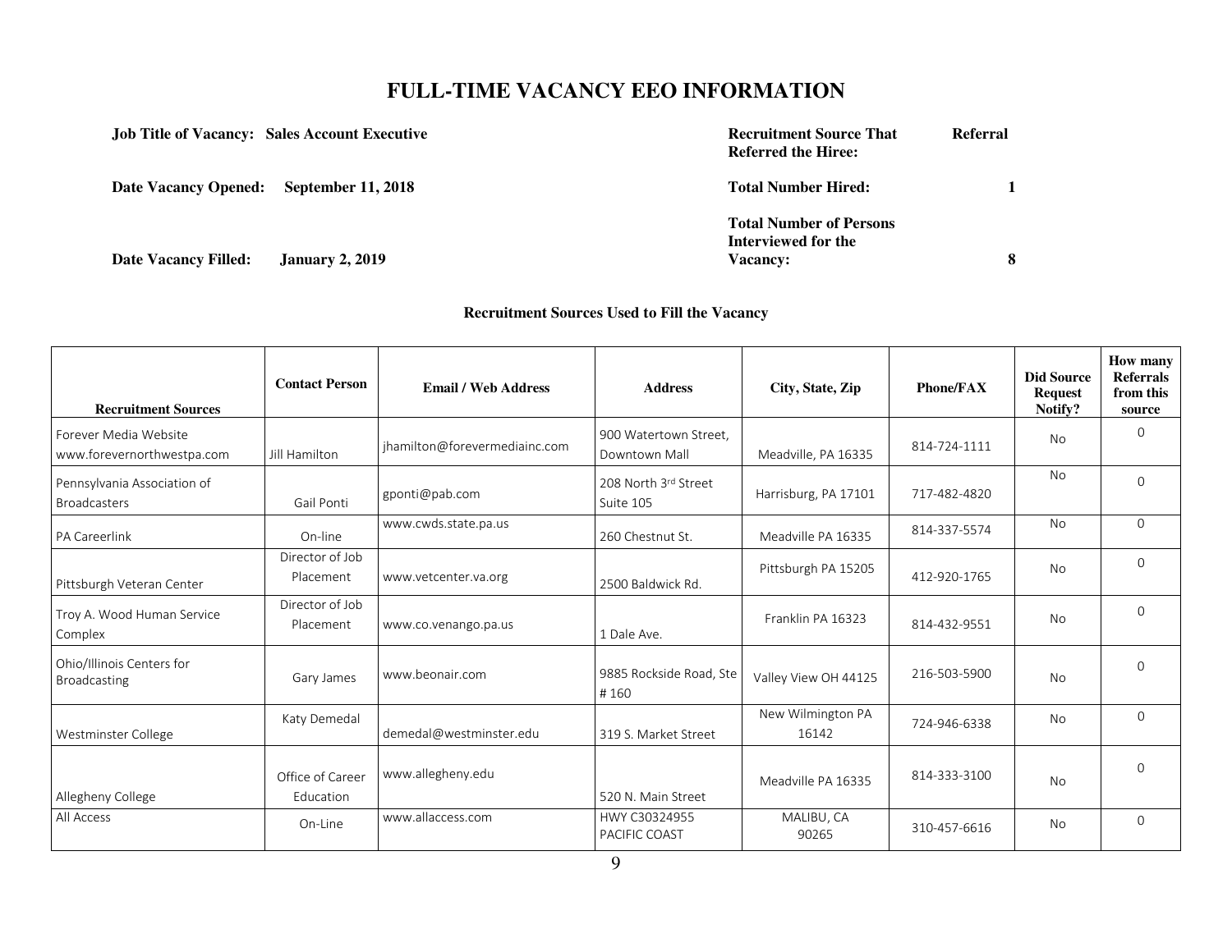# FULL-TIME VACANCY EEO INFORMATION

**Job Title of Vacancy:** **Sales Account Executive**

**Date Vacancy Opened:** **September 11, 2018**

**Date Vacancy Filled:** **January 2, 2019**

**Recruitment Source That Referred the Hiree:** **Referral**

**Total Number Hired:** **1**

**Total Number of Persons Interviewed for the Vacancy:** **8**

### Recruitment Sources Used to Fill the Vacancy

| Recruitment Sources | Contact Person | Email / Web Address | Address | City, State, Zip | Phone/FAX | Did Source Request Notify? | How many Referrals from this source |
|---|---|---|---|---|---|---|---|
| Forever Media Website www.forevernorthwestpa.com | Jill Hamilton | jhamilton@forevermediainc.com | 900 Watertown Street, Downtown Mall | Meadville, PA 16335 | 814-724-1111 | No | 0 |
| Pennsylvania Association of Broadcasters | Gail Ponti | gponti@pab.com | 208 North 3rd Street Suite 105 | Harrisburg, PA 17101 | 717-482-4820 | No | 0 |
| PA Careerlink | On-line | www.cwds.state.pa.us | 260 Chestnut St. | Meadville PA 16335 | 814-337-5574 | No | 0 |
| Pittsburgh Veteran Center | Director of Job Placement | www.vetcenter.va.org | 2500 Baldwick Rd. | Pittsburgh PA 15205 | 412-920-1765 | No | 0 |
| Troy A. Wood Human Service Complex | Director of Job Placement | www.co.venango.pa.us | 1 Dale Ave. | Franklin PA 16323 | 814-432-9551 | No | 0 |
| Ohio/Illinois Centers for Broadcasting | Gary James | www.beonair.com | 9885 Rockside Road, Ste # 160 | Valley View OH 44125 | 216-503-5900 | No | 0 |
| Westminster College | Katy Demedal | demedal@westminster.edu | 319 S. Market Street | New Wilmington PA 16142 | 724-946-6338 | No | 0 |
| Allegheny College | Office of Career Education | www.allegheny.edu | 520 N. Main Street | Meadville PA 16335 | 814-333-3100 | No | 0 |
| All Access | On-Line | www.allaccess.com | HWY C30324955 PACIFIC COAST | MALIBU, CA 90265 | 310-457-6616 | No | 0 |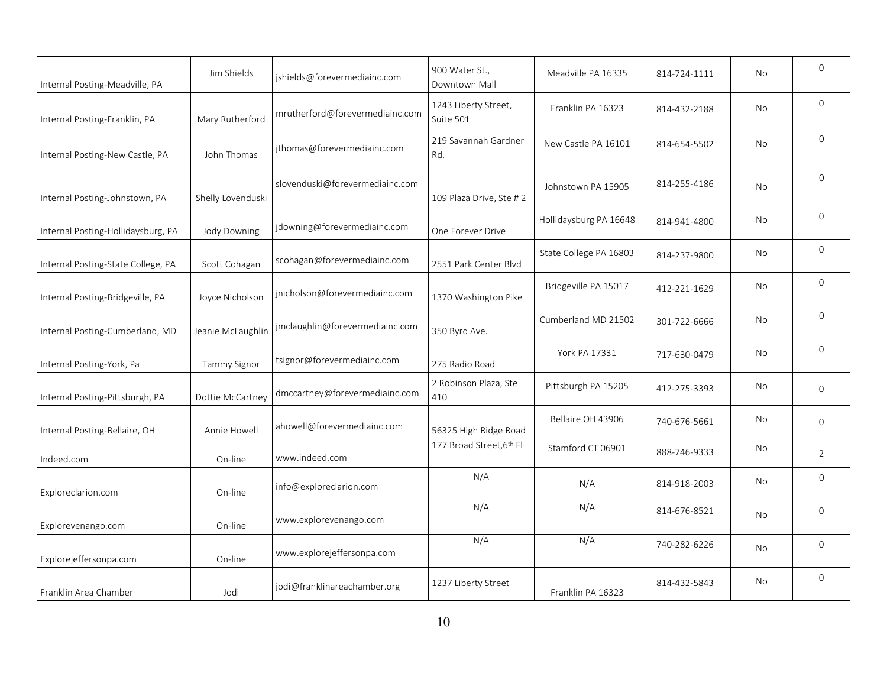| | | | | | | | |
|---|---|---|---|---|---|---|---|
| Internal Posting-Meadville, PA | Jim Shields | jshields@forevermediainc.com | 900 Water St., Downtown Mall | Meadville PA 16335 | 814-724-1111 | No | 0 |
| Internal Posting-Franklin, PA | Mary Rutherford | mrutherford@forevermediainc.com | 1243 Liberty Street, Suite 501 | Franklin PA 16323 | 814-432-2188 | No | 0 |
| Internal Posting-New Castle, PA | John Thomas | jthomas@forevermediainc.com | 219 Savannah Gardner Rd. | New Castle PA 16101 | 814-654-5502 | No | 0 |
| Internal Posting-Johnstown, PA | Shelly Lovenduski | slovenduski@forevermediainc.com | 109 Plaza Drive, Ste # 2 | Johnstown PA 15905 | 814-255-4186 | No | 0 |
| Internal Posting-Hollidaysburg, PA | Jody Downing | jdowning@forevermediainc.com | One Forever Drive | Hollidaysburg PA 16648 | 814-941-4800 | No | 0 |
| Internal Posting-State College, PA | Scott Cohagan | scohagan@forevermediainc.com | 2551 Park Center Blvd | State College PA 16803 | 814-237-9800 | No | 0 |
| Internal Posting-Bridgeville, PA | Joyce Nicholson | jnicholson@forevermediainc.com | 1370 Washington Pike | Bridgeville PA 15017 | 412-221-1629 | No | 0 |
| Internal Posting-Cumberland, MD | Jeanie McLaughlin | jmclaughlin@forevermediainc.com | 350 Byrd Ave. | Cumberland MD 21502 | 301-722-6666 | No | 0 |
| Internal Posting-York, Pa | Tammy Signor | tsignor@forevermediainc.com | 275 Radio Road | York PA 17331 | 717-630-0479 | No | 0 |
| Internal Posting-Pittsburgh, PA | Dottie McCartney | dmccartney@forevermediainc.com | 2 Robinson Plaza, Ste 410 | Pittsburgh PA 15205 | 412-275-3393 | No | 0 |
| Internal Posting-Bellaire, OH | Annie Howell | ahowell@forevermediainc.com | 56325 High Ridge Road | Bellaire OH 43906 | 740-676-5661 | No | 0 |
| Indeed.com | On-line | www.indeed.com | 177 Broad Street, 6th Fl | Stamford CT 06901 | 888-746-9333 | No | 2 |
| Exploreclarion.com | On-line | info@exploreclarion.com | N/A | N/A | 814-918-2003 | No | 0 |
| Explorevenango.com | On-line | www.explorevenango.com | N/A | N/A | 814-676-8521 | No | 0 |
| Explorejeffersonpa.com | On-line | www.explorejeffersonpa.com | N/A | N/A | 740-282-6226 | No | 0 |
| Franklin Area Chamber | Jodi | jodi@franklinareachamber.org | 1237 Liberty Street | Franklin PA 16323 | 814-432-5843 | No | 0 |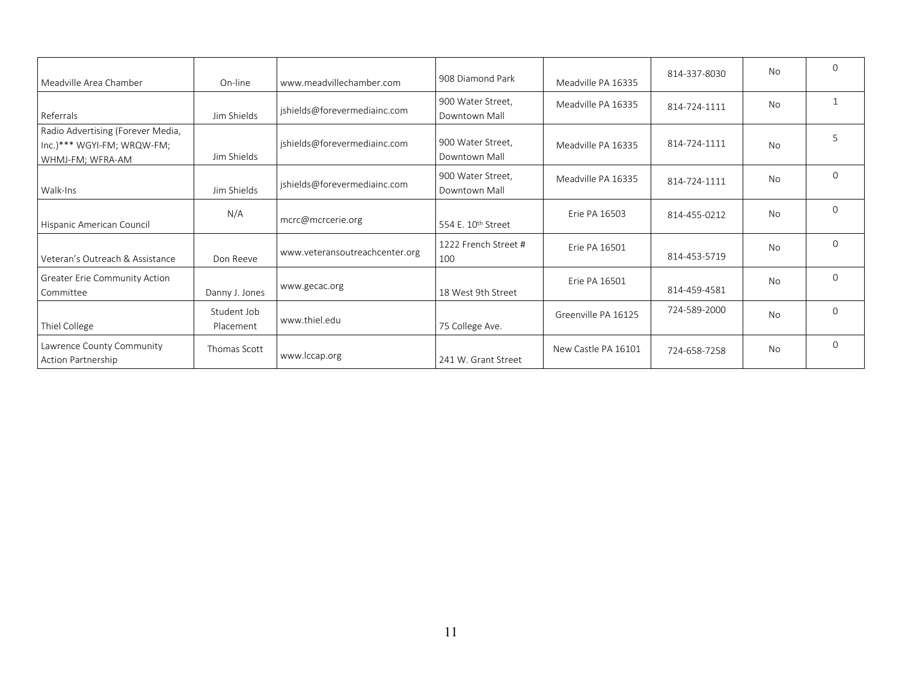| | | | | | | | |
|---|---|---|---|---|---|---|---|
| Meadville Area Chamber | On-line | www.meadvillechamber.com | 908 Diamond Park | Meadville PA 16335 | 814-337-8030 | No | 0 |
| Referrals | Jim Shields | jshields@forevermediainc.com | 900 Water Street, Downtown Mall | Meadville PA 16335 | 814-724-1111 | No | 1 |
| Radio Advertising (Forever Media, Inc.)*** WGYI-FM; WRQW-FM; WHMJ-FM; WFRA-AM | Jim Shields | jshields@forevermediainc.com | 900 Water Street, Downtown Mall | Meadville PA 16335 | 814-724-1111 | No | 5 |
| Walk-Ins | Jim Shields | jshields@forevermediainc.com | 900 Water Street, Downtown Mall | Meadville PA 16335 | 814-724-1111 | No | 0 |
| Hispanic American Council | N/A | mcrc@mcrcerie.org | 554 E. 10th Street | Erie PA 16503 | 814-455-0212 | No | 0 |
| Veteran's Outreach & Assistance | Don Reeve | www.veteransoutreachcenter.org | 1222 French Street # 100 | Erie PA 16501 | 814-453-5719 | No | 0 |
| Greater Erie Community Action Committee | Danny J. Jones | www.gecac.org | 18 West 9th Street | Erie PA 16501 | 814-459-4581 | No | 0 |
| Thiel College | Student Job Placement | www.thiel.edu | 75 College Ave. | Greenville PA 16125 | 724-589-2000 | No | 0 |
| Lawrence County Community Action Partnership | Thomas Scott | www.lccap.org | 241 W. Grant Street | New Castle PA 16101 | 724-658-7258 | No | 0 |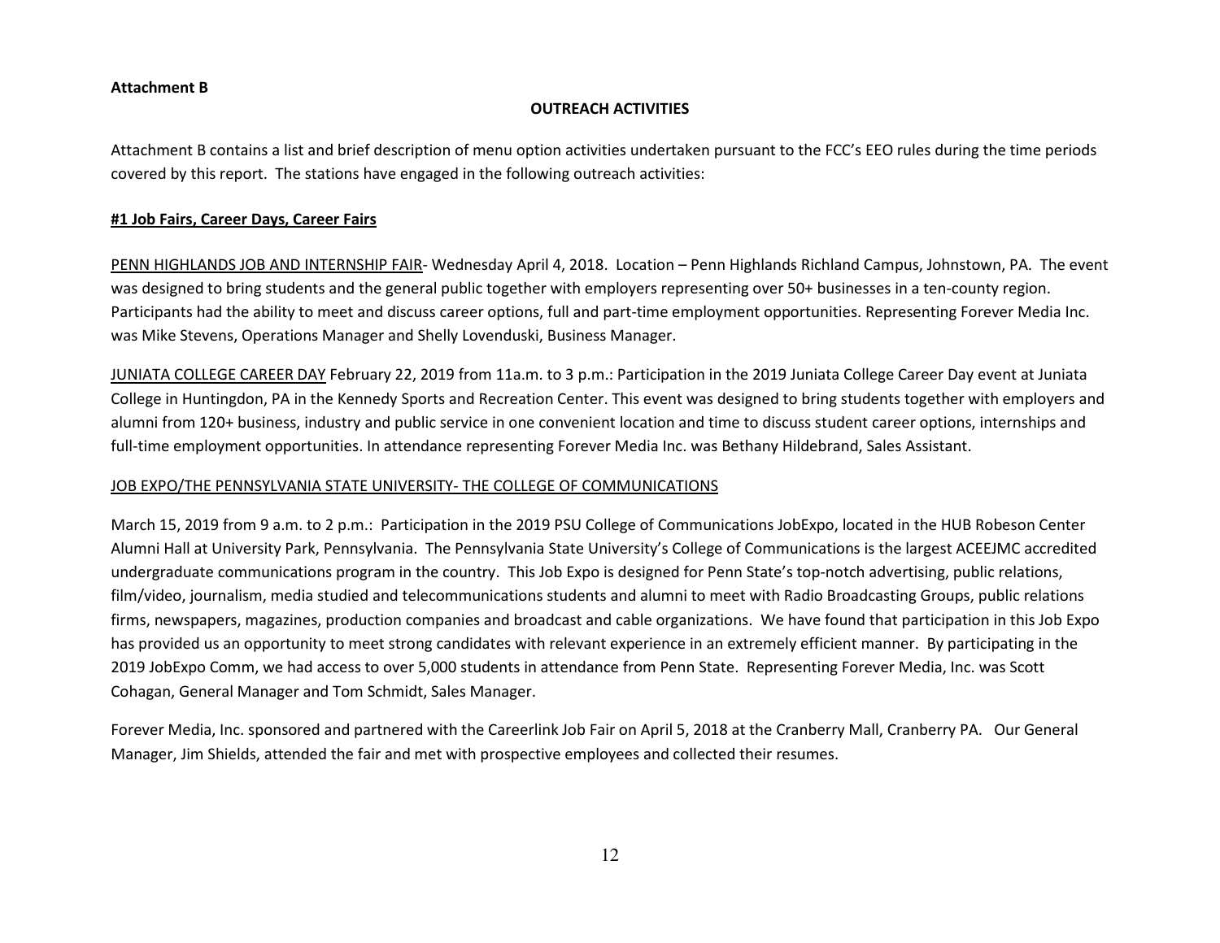**Attachment B**

**OUTREACH ACTIVITIES**

Attachment B contains a list and brief description of menu option activities undertaken pursuant to the FCC's EEO rules during the time periods covered by this report. The stations have engaged in the following outreach activities:

**#1 Job Fairs, Career Days, Career Fairs**

PENN HIGHLANDS JOB AND INTERNSHIP FAIR- Wednesday April 4, 2018. Location – Penn Highlands Richland Campus, Johnstown, PA. The event was designed to bring students and the general public together with employers representing over 50+ businesses in a ten-county region. Participants had the ability to meet and discuss career options, full and part-time employment opportunities. Representing Forever Media Inc. was Mike Stevens, Operations Manager and Shelly Lovenduski, Business Manager.

JUNIATA COLLEGE CAREER DAY February 22, 2019 from 11a.m. to 3 p.m.: Participation in the 2019 Juniata College Career Day event at Juniata College in Huntingdon, PA in the Kennedy Sports and Recreation Center. This event was designed to bring students together with employers and alumni from 120+ business, industry and public service in one convenient location and time to discuss student career options, internships and full-time employment opportunities. In attendance representing Forever Media Inc. was Bethany Hildebrand, Sales Assistant.

JOB EXPO/THE PENNSYLVANIA STATE UNIVERSITY- THE COLLEGE OF COMMUNICATIONS

March 15, 2019 from 9 a.m. to 2 p.m.: Participation in the 2019 PSU College of Communications JobExpo, located in the HUB Robeson Center Alumni Hall at University Park, Pennsylvania. The Pennsylvania State University's College of Communications is the largest ACEEJMC accredited undergraduate communications program in the country. This Job Expo is designed for Penn State's top-notch advertising, public relations, film/video, journalism, media studied and telecommunications students and alumni to meet with Radio Broadcasting Groups, public relations firms, newspapers, magazines, production companies and broadcast and cable organizations. We have found that participation in this Job Expo has provided us an opportunity to meet strong candidates with relevant experience in an extremely efficient manner. By participating in the 2019 JobExpo Comm, we had access to over 5,000 students in attendance from Penn State. Representing Forever Media, Inc. was Scott Cohagan, General Manager and Tom Schmidt, Sales Manager.

Forever Media, Inc. sponsored and partnered with the Careerlink Job Fair on April 5, 2018 at the Cranberry Mall, Cranberry PA. Our General Manager, Jim Shields, attended the fair and met with prospective employees and collected their resumes.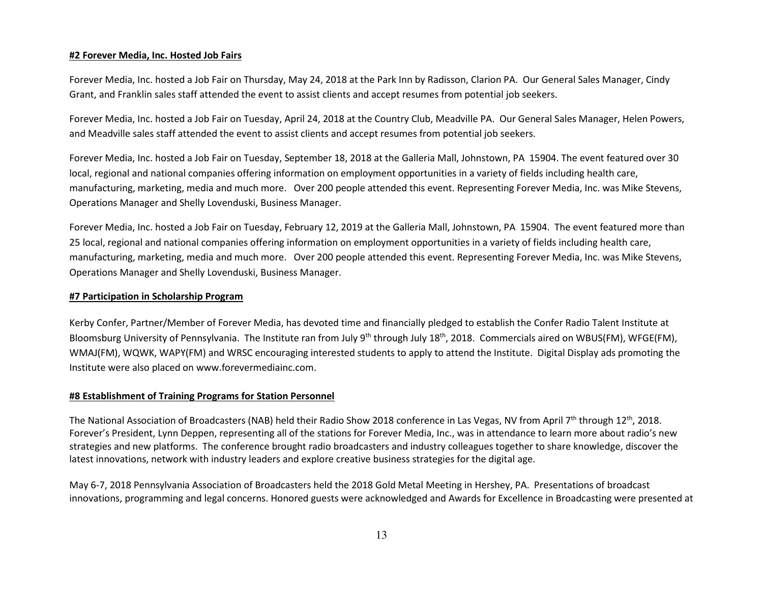**#2 Forever Media, Inc. Hosted Job Fairs**

Forever Media, Inc. hosted a Job Fair on Thursday, May 24, 2018 at the Park Inn by Radisson, Clarion PA. Our General Sales Manager, Cindy Grant, and Franklin sales staff attended the event to assist clients and accept resumes from potential job seekers.

Forever Media, Inc. hosted a Job Fair on Tuesday, April 24, 2018 at the Country Club, Meadville PA. Our General Sales Manager, Helen Powers, and Meadville sales staff attended the event to assist clients and accept resumes from potential job seekers.

Forever Media, Inc. hosted a Job Fair on Tuesday, September 18, 2018 at the Galleria Mall, Johnstown, PA 15904. The event featured over 30 local, regional and national companies offering information on employment opportunities in a variety of fields including health care, manufacturing, marketing, media and much more. Over 200 people attended this event. Representing Forever Media, Inc. was Mike Stevens, Operations Manager and Shelly Lovenduski, Business Manager.

Forever Media, Inc. hosted a Job Fair on Tuesday, February 12, 2019 at the Galleria Mall, Johnstown, PA 15904. The event featured more than 25 local, regional and national companies offering information on employment opportunities in a variety of fields including health care, manufacturing, marketing, media and much more. Over 200 people attended this event. Representing Forever Media, Inc. was Mike Stevens, Operations Manager and Shelly Lovenduski, Business Manager.

**#7 Participation in Scholarship Program**

Kerby Confer, Partner/Member of Forever Media, has devoted time and financially pledged to establish the Confer Radio Talent Institute at Bloomsburg University of Pennsylvania. The Institute ran from July 9th through July 18th, 2018. Commercials aired on WBUS(FM), WFGE(FM), WMAJ(FM), WQWK, WAPY(FM) and WRSC encouraging interested students to apply to attend the Institute. Digital Display ads promoting the Institute were also placed on www.forevermediainc.com.

**#8 Establishment of Training Programs for Station Personnel**

The National Association of Broadcasters (NAB) held their Radio Show 2018 conference in Las Vegas, NV from April 7th through 12th, 2018. Forever's President, Lynn Deppen, representing all of the stations for Forever Media, Inc., was in attendance to learn more about radio's new strategies and new platforms. The conference brought radio broadcasters and industry colleagues together to share knowledge, discover the latest innovations, network with industry leaders and explore creative business strategies for the digital age.

May 6-7, 2018 Pennsylvania Association of Broadcasters held the 2018 Gold Metal Meeting in Hershey, PA. Presentations of broadcast innovations, programming and legal concerns. Honored guests were acknowledged and Awards for Excellence in Broadcasting were presented at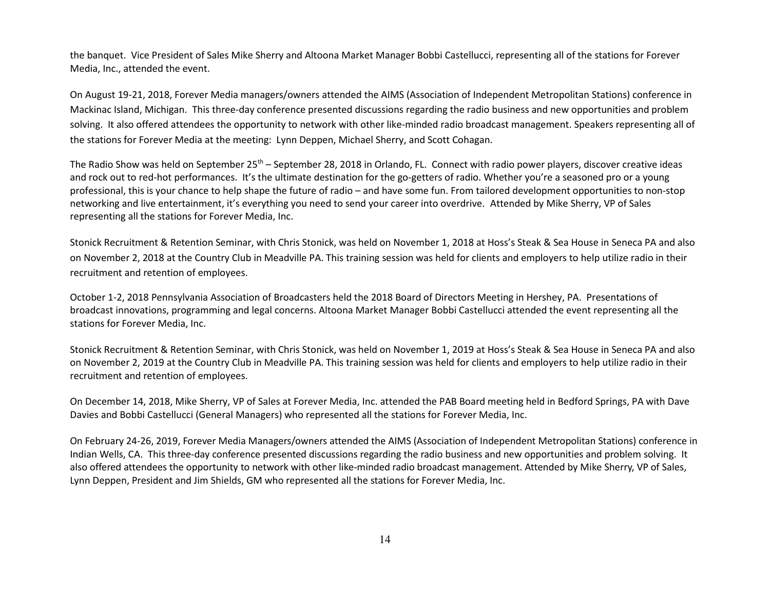the banquet. Vice President of Sales Mike Sherry and Altoona Market Manager Bobbi Castellucci, representing all of the stations for Forever Media, Inc., attended the event.

On August 19-21, 2018, Forever Media managers/owners attended the AIMS (Association of Independent Metropolitan Stations) conference in Mackinac Island, Michigan. This three-day conference presented discussions regarding the radio business and new opportunities and problem solving. It also offered attendees the opportunity to network with other like-minded radio broadcast management. Speakers representing all of the stations for Forever Media at the meeting: Lynn Deppen, Michael Sherry, and Scott Cohagan.

The Radio Show was held on September 25th – September 28, 2018 in Orlando, FL. Connect with radio power players, discover creative ideas and rock out to red-hot performances. It's the ultimate destination for the go-getters of radio. Whether you're a seasoned pro or a young professional, this is your chance to help shape the future of radio – and have some fun. From tailored development opportunities to non-stop networking and live entertainment, it's everything you need to send your career into overdrive. Attended by Mike Sherry, VP of Sales representing all the stations for Forever Media, Inc.

Stonick Recruitment & Retention Seminar, with Chris Stonick, was held on November 1, 2018 at Hoss's Steak & Sea House in Seneca PA and also on November 2, 2018 at the Country Club in Meadville PA. This training session was held for clients and employers to help utilize radio in their recruitment and retention of employees.

October 1-2, 2018 Pennsylvania Association of Broadcasters held the 2018 Board of Directors Meeting in Hershey, PA. Presentations of broadcast innovations, programming and legal concerns. Altoona Market Manager Bobbi Castellucci attended the event representing all the stations for Forever Media, Inc.

Stonick Recruitment & Retention Seminar, with Chris Stonick, was held on November 1, 2019 at Hoss's Steak & Sea House in Seneca PA and also on November 2, 2019 at the Country Club in Meadville PA. This training session was held for clients and employers to help utilize radio in their recruitment and retention of employees.

On December 14, 2018, Mike Sherry, VP of Sales at Forever Media, Inc. attended the PAB Board meeting held in Bedford Springs, PA with Dave Davies and Bobbi Castellucci (General Managers) who represented all the stations for Forever Media, Inc.

On February 24-26, 2019, Forever Media Managers/owners attended the AIMS (Association of Independent Metropolitan Stations) conference in Indian Wells, CA. This three-day conference presented discussions regarding the radio business and new opportunities and problem solving. It also offered attendees the opportunity to network with other like-minded radio broadcast management. Attended by Mike Sherry, VP of Sales, Lynn Deppen, President and Jim Shields, GM who represented all the stations for Forever Media, Inc.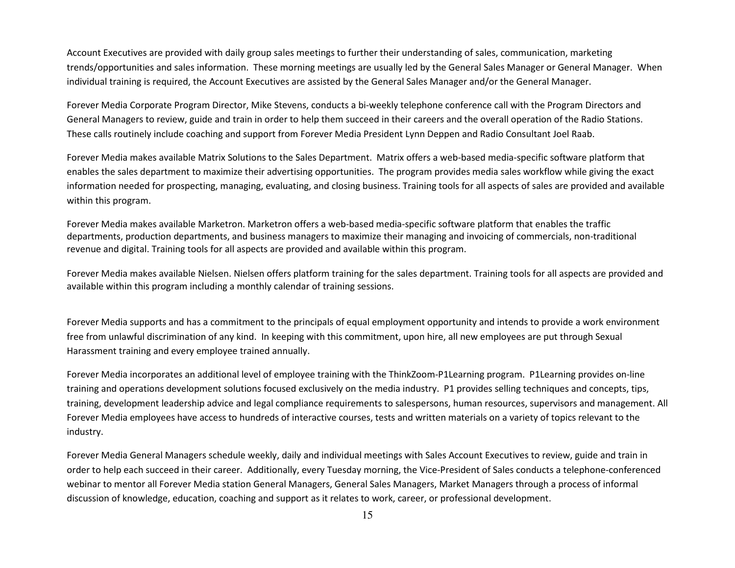Account Executives are provided with daily group sales meetings to further their understanding of sales, communication, marketing trends/opportunities and sales information. These morning meetings are usually led by the General Sales Manager or General Manager. When individual training is required, the Account Executives are assisted by the General Sales Manager and/or the General Manager.

Forever Media Corporate Program Director, Mike Stevens, conducts a bi-weekly telephone conference call with the Program Directors and General Managers to review, guide and train in order to help them succeed in their careers and the overall operation of the Radio Stations. These calls routinely include coaching and support from Forever Media President Lynn Deppen and Radio Consultant Joel Raab.

Forever Media makes available Matrix Solutions to the Sales Department. Matrix offers a web-based media-specific software platform that enables the sales department to maximize their advertising opportunities. The program provides media sales workflow while giving the exact information needed for prospecting, managing, evaluating, and closing business. Training tools for all aspects of sales are provided and available within this program.

Forever Media makes available Marketron. Marketron offers a web-based media-specific software platform that enables the traffic departments, production departments, and business managers to maximize their managing and invoicing of commercials, non-traditional revenue and digital. Training tools for all aspects are provided and available within this program.

Forever Media makes available Nielsen. Nielsen offers platform training for the sales department. Training tools for all aspects are provided and available within this program including a monthly calendar of training sessions.

Forever Media supports and has a commitment to the principals of equal employment opportunity and intends to provide a work environment free from unlawful discrimination of any kind. In keeping with this commitment, upon hire, all new employees are put through Sexual Harassment training and every employee trained annually.

Forever Media incorporates an additional level of employee training with the ThinkZoom-P1Learning program. P1Learning provides on-line training and operations development solutions focused exclusively on the media industry. P1 provides selling techniques and concepts, tips, training, development leadership advice and legal compliance requirements to salespersons, human resources, supervisors and management. All Forever Media employees have access to hundreds of interactive courses, tests and written materials on a variety of topics relevant to the industry.

Forever Media General Managers schedule weekly, daily and individual meetings with Sales Account Executives to review, guide and train in order to help each succeed in their career. Additionally, every Tuesday morning, the Vice-President of Sales conducts a telephone-conferenced webinar to mentor all Forever Media station General Managers, General Sales Managers, Market Managers through a process of informal discussion of knowledge, education, coaching and support as it relates to work, career, or professional development.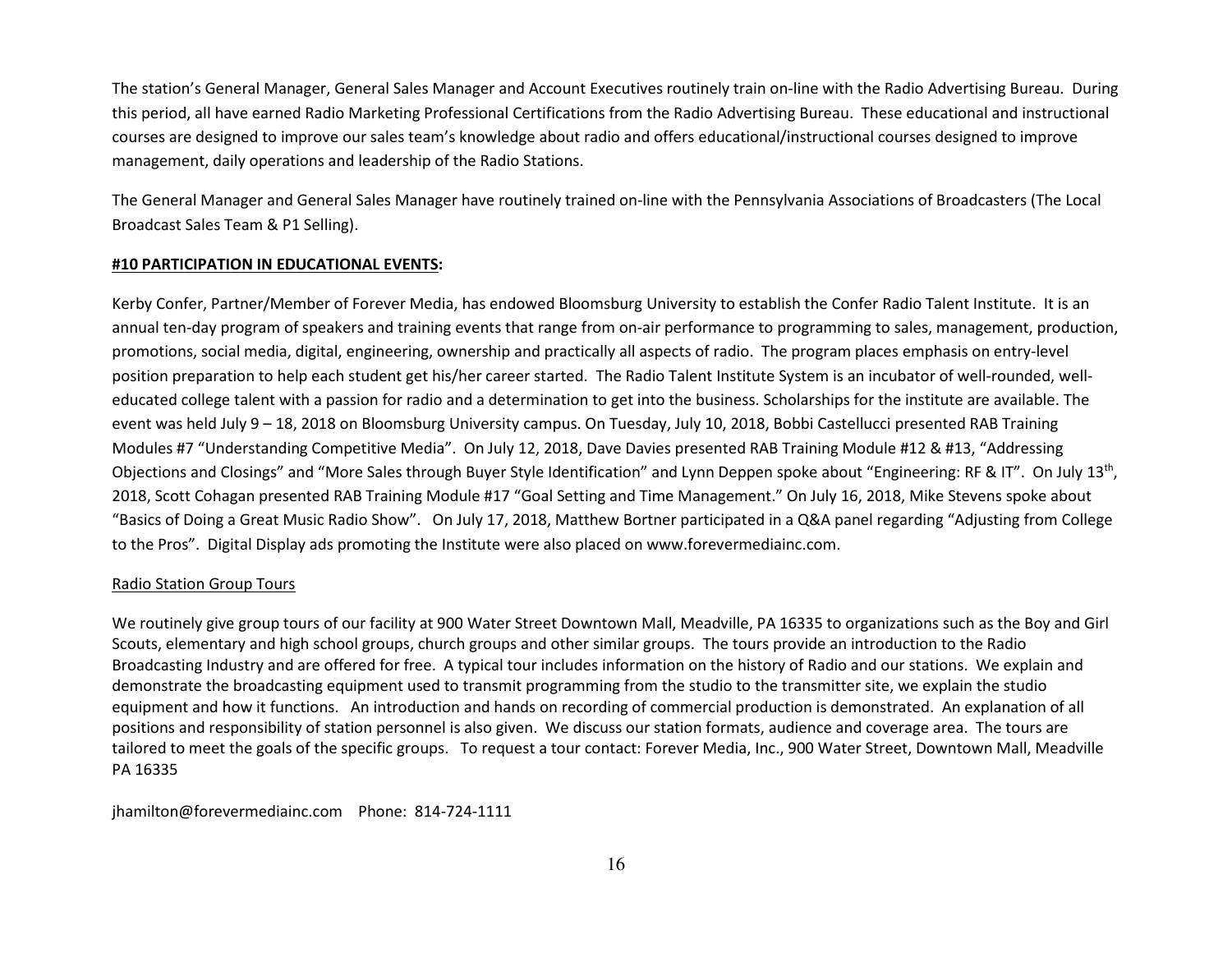The station's General Manager, General Sales Manager and Account Executives routinely train on-line with the Radio Advertising Bureau. During this period, all have earned Radio Marketing Professional Certifications from the Radio Advertising Bureau. These educational and instructional courses are designed to improve our sales team's knowledge about radio and offers educational/instructional courses designed to improve management, daily operations and leadership of the Radio Stations.

The General Manager and General Sales Manager have routinely trained on-line with the Pennsylvania Associations of Broadcasters (The Local Broadcast Sales Team & P1 Selling).

**#10 PARTICIPATION IN EDUCATIONAL EVENTS:**

Kerby Confer, Partner/Member of Forever Media, has endowed Bloomsburg University to establish the Confer Radio Talent Institute. It is an annual ten-day program of speakers and training events that range from on-air performance to programming to sales, management, production, promotions, social media, digital, engineering, ownership and practically all aspects of radio. The program places emphasis on entry-level position preparation to help each student get his/her career started. The Radio Talent Institute System is an incubator of well-rounded, well-educated college talent with a passion for radio and a determination to get into the business. Scholarships for the institute are available. The event was held July 9 – 18, 2018 on Bloomsburg University campus. On Tuesday, July 10, 2018, Bobbi Castellucci presented RAB Training Modules #7 "Understanding Competitive Media". On July 12, 2018, Dave Davies presented RAB Training Module #12 & #13, "Addressing Objections and Closings" and "More Sales through Buyer Style Identification" and Lynn Deppen spoke about "Engineering: RF & IT". On July 13th, 2018, Scott Cohagan presented RAB Training Module #17 "Goal Setting and Time Management." On July 16, 2018, Mike Stevens spoke about "Basics of Doing a Great Music Radio Show". On July 17, 2018, Matthew Bortner participated in a Q&A panel regarding "Adjusting from College to the Pros". Digital Display ads promoting the Institute were also placed on www.forevermediainc.com.

Radio Station Group Tours

We routinely give group tours of our facility at 900 Water Street Downtown Mall, Meadville, PA 16335 to organizations such as the Boy and Girl Scouts, elementary and high school groups, church groups and other similar groups. The tours provide an introduction to the Radio Broadcasting Industry and are offered for free. A typical tour includes information on the history of Radio and our stations. We explain and demonstrate the broadcasting equipment used to transmit programming from the studio to the transmitter site, we explain the studio equipment and how it functions. An introduction and hands on recording of commercial production is demonstrated. An explanation of all positions and responsibility of station personnel is also given. We discuss our station formats, audience and coverage area. The tours are tailored to meet the goals of the specific groups. To request a tour contact: Forever Media, Inc., 900 Water Street, Downtown Mall, Meadville PA 16335

jhamilton@forevermediainc.com Phone: 814-724-1111